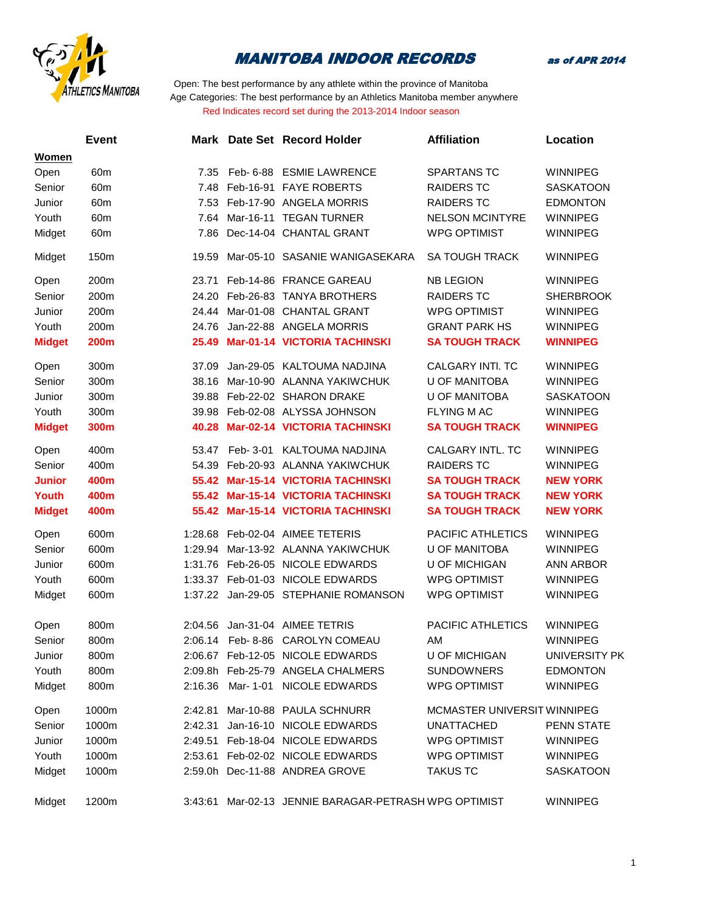# MANITOBA INDOOR RECORDS

**as of APR 2014**

Open: The best performance by any athlete within the province of Manitoba
Age Categories: The best performance by an Athletics Manitoba member anywhere
Red Indicates record set during the 2013-2014 Indoor season

| | Event | Mark | Date Set | Record Holder | Affiliation | Location |
|---|---|---|---|---|---|---|
| **Women** | | | | | | |
| Open | 60m | 7.35 | Feb- 6-88 | ESMIE LAWRENCE | SPARTANS TC | WINNIPEG |
| Senior | 60m | 7.48 | Feb-16-91 | FAYE ROBERTS | RAIDERS TC | SASKATOON |
| Junior | 60m | 7.53 | Feb-17-90 | ANGELA MORRIS | RAIDERS TC | EDMONTON |
| Youth | 60m | 7.64 | Mar-16-11 | TEGAN TURNER | NELSON MCINTYRE | WINNIPEG |
| Midget | 60m | 7.86 | Dec-14-04 | CHANTAL GRANT | WPG OPTIMIST | WINNIPEG |
| Midget | 150m | 19.59 | Mar-05-10 | SASANIE WANIGASEKARA | SA TOUGH TRACK | WINNIPEG |
| Open | 200m | 23.71 | Feb-14-86 | FRANCE GAREAU | NB LEGION | WINNIPEG |
| Senior | 200m | 24.20 | Feb-26-83 | TANYA BROTHERS | RAIDERS TC | SHERBROOK |
| Junior | 200m | 24.44 | Mar-01-08 | CHANTAL GRANT | WPG OPTIMIST | WINNIPEG |
| Youth | 200m | 24.76 | Jan-22-88 | ANGELA MORRIS | GRANT PARK HS | WINNIPEG |
| **Midget** | **200m** | **25.49** | **Mar-01-14** | **VICTORIA TACHINSKI** | **SA TOUGH TRACK** | **WINNIPEG** |
| Open | 300m | 37.09 | Jan-29-05 | KALTOUMA NADJINA | CALGARY INTl. TC | WINNIPEG |
| Senior | 300m | 38.16 | Mar-10-90 | ALANNA YAKIWCHUK | U OF MANITOBA | WINNIPEG |
| Junior | 300m | 39.88 | Feb-22-02 | SHARON DRAKE | U OF MANITOBA | SASKATOON |
| Youth | 300m | 39.98 | Feb-02-08 | ALYSSA JOHNSON | FLYING M AC | WINNIPEG |
| **Midget** | **300m** | **40.28** | **Mar-02-14** | **VICTORIA TACHINSKI** | **SA TOUGH TRACK** | **WINNIPEG** |
| Open | 400m | 53.47 | Feb- 3-01 | KALTOUMA NADJINA | CALGARY INTL. TC | WINNIPEG |
| Senior | 400m | 54.39 | Feb-20-93 | ALANNA YAKIWCHUK | RAIDERS TC | WINNIPEG |
| **Junior** | **400m** | **55.42** | **Mar-15-14** | **VICTORIA TACHINSKI** | **SA TOUGH TRACK** | **NEW YORK** |
| **Youth** | **400m** | **55.42** | **Mar-15-14** | **VICTORIA TACHINSKI** | **SA TOUGH TRACK** | **NEW YORK** |
| **Midget** | **400m** | **55.42** | **Mar-15-14** | **VICTORIA TACHINSKI** | **SA TOUGH TRACK** | **NEW YORK** |
| Open | 600m | 1:28.68 | Feb-02-04 | AIMEE TETERIS | PACIFIC ATHLETICS | WINNIPEG |
| Senior | 600m | 1:29.94 | Mar-13-92 | ALANNA YAKIWCHUK | U OF MANITOBA | WINNIPEG |
| Junior | 600m | 1:31.76 | Feb-26-05 | NICOLE EDWARDS | U OF MICHIGAN | ANN ARBOR |
| Youth | 600m | 1:33.37 | Feb-01-03 | NICOLE EDWARDS | WPG OPTIMIST | WINNIPEG |
| Midget | 600m | 1:37.22 | Jan-29-05 | STEPHANIE ROMANSON | WPG OPTIMIST | WINNIPEG |
| Open | 800m | 2:04.56 | Jan-31-04 | AIMEE TETRIS | PACIFIC ATHLETICS | WINNIPEG |
| Senior | 800m | 2:06.14 | Feb- 8-86 | CAROLYN COMEAU | AM | WINNIPEG |
| Junior | 800m | 2:06.67 | Feb-12-05 | NICOLE EDWARDS | U OF MICHIGAN | UNIVERSITY PK |
| Youth | 800m | 2:09.8h | Feb-25-79 | ANGELA CHALMERS | SUNDOWNERS | EDMONTON |
| Midget | 800m | 2:16.36 | Mar- 1-01 | NICOLE EDWARDS | WPG OPTIMIST | WINNIPEG |
| Open | 1000m | 2:42.81 | Mar-10-88 | PAULA SCHNURR | MCMASTER UNIVERSIT | WINNIPEG |
| Senior | 1000m | 2:42.31 | Jan-16-10 | NICOLE EDWARDS | UNATTACHED | PENN STATE |
| Junior | 1000m | 2:49.51 | Feb-18-04 | NICOLE EDWARDS | WPG OPTIMIST | WINNIPEG |
| Youth | 1000m | 2:53.61 | Feb-02-02 | NICOLE EDWARDS | WPG OPTIMIST | WINNIPEG |
| Midget | 1000m | 2:59.0h | Dec-11-88 | ANDREA GROVE | TAKUS TC | SASKATOON |
| Midget | 1200m | 3:43:61 | Mar-02-13 | JENNIE BARAGAR-PETRASH | WPG OPTIMIST | WINNIPEG |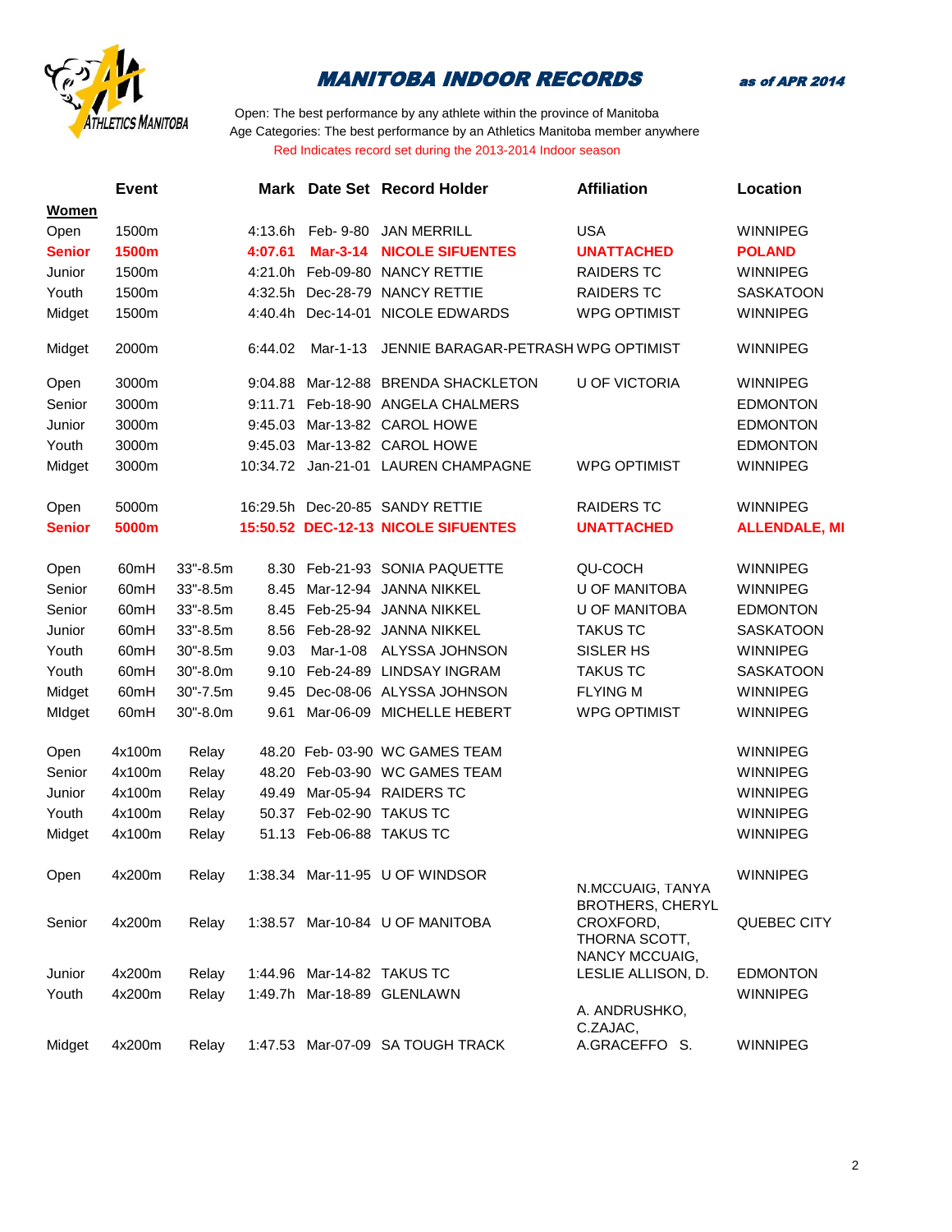# MANITOBA INDOOR RECORDS

*as of APR 2014*

Open: The best performance by any athlete within the province of Manitoba
Age Categories: The best performance by an Athletics Manitoba member anywhere
Red Indicates record set during the 2013-2014 Indoor season

| | Event | | Mark | Date Set | Record Holder | Affiliation | Location |
|---|---|---|---|---|---|---|---|
| **Women** | | | | | | | |
| Open | 1500m | | 4:13.6h | Feb- 9-80 | JAN MERRILL | USA | WINNIPEG |
| **Senior** | **1500m** | | **4:07.61** | **Mar-3-14** | **NICOLE SIFUENTES** | **UNATTACHED** | **POLAND** |
| Junior | 1500m | | 4:21.0h | Feb-09-80 | NANCY RETTIE | RAIDERS TC | WINNIPEG |
| Youth | 1500m | | 4:32.5h | Dec-28-79 | NANCY RETTIE | RAIDERS TC | SASKATOON |
| Midget | 1500m | | 4:40.4h | Dec-14-01 | NICOLE EDWARDS | WPG OPTIMIST | WINNIPEG |
| Midget | 2000m | | 6:44.02 | Mar-1-13 | JENNIE BARAGAR-PETRASH | WPG OPTIMIST | WINNIPEG |
| Open | 3000m | | 9:04.88 | Mar-12-88 | BRENDA SHACKLETON | U OF VICTORIA | WINNIPEG |
| Senior | 3000m | | 9:11.71 | Feb-18-90 | ANGELA CHALMERS | | EDMONTON |
| Junior | 3000m | | 9:45.03 | Mar-13-82 | CAROL HOWE | | EDMONTON |
| Youth | 3000m | | 9:45.03 | Mar-13-82 | CAROL HOWE | | EDMONTON |
| Midget | 3000m | | 10:34.72 | Jan-21-01 | LAUREN CHAMPAGNE | WPG OPTIMIST | WINNIPEG |
| Open | 5000m | | 16:29.5h | Dec-20-85 | SANDY RETTIE | RAIDERS TC | WINNIPEG |
| **Senior** | **5000m** | | **15:50.52** | **DEC-12-13** | **NICOLE SIFUENTES** | **UNATTACHED** | **ALLENDALE, MI** |
| Open | 60mH | 33"-8.5m | 8.30 | Feb-21-93 | SONIA PAQUETTE | QU-COCH | WINNIPEG |
| Senior | 60mH | 33"-8.5m | 8.45 | Mar-12-94 | JANNA NIKKEL | U OF MANITOBA | WINNIPEG |
| Senior | 60mH | 33"-8.5m | 8.45 | Feb-25-94 | JANNA NIKKEL | U OF MANITOBA | EDMONTON |
| Junior | 60mH | 33"-8.5m | 8.56 | Feb-28-92 | JANNA NIKKEL | TAKUS TC | SASKATOON |
| Youth | 60mH | 30"-8.5m | 9.03 | Mar-1-08 | ALYSSA JOHNSON | SISLER HS | WINNIPEG |
| Youth | 60mH | 30"-8.0m | 9.10 | Feb-24-89 | LINDSAY INGRAM | TAKUS TC | SASKATOON |
| Midget | 60mH | 30"-7.5m | 9.45 | Dec-08-06 | ALYSSA JOHNSON | FLYING M | WINNIPEG |
| MIdget | 60mH | 30"-8.0m | 9.61 | Mar-06-09 | MICHELLE HEBERT | WPG OPTIMIST | WINNIPEG |
| Open | 4x100m | Relay | 48.20 | Feb- 03-90 | WC GAMES TEAM | | WINNIPEG |
| Senior | 4x100m | Relay | 48.20 | Feb-03-90 | WC GAMES TEAM | | WINNIPEG |
| Junior | 4x100m | Relay | 49.49 | Mar-05-94 | RAIDERS TC | | WINNIPEG |
| Youth | 4x100m | Relay | 50.37 | Feb-02-90 | TAKUS TC | | WINNIPEG |
| Midget | 4x100m | Relay | 51.13 | Feb-06-88 | TAKUS TC | | WINNIPEG |
| Open | 4x200m | Relay | 1:38.34 | Mar-11-95 | U OF WINDSOR | | WINNIPEG |
| Senior | 4x200m | Relay | 1:38.57 | Mar-10-84 | U OF MANITOBA | N.MCCUAIG, TANYA BROTHERS, CHERYL CROXFORD, THORNA SCOTT, NANCY MCCUAIG, LESLIE ALLISON, D. | QUEBEC CITY |
| Junior | 4x200m | Relay | 1:44.96 | Mar-14-82 | TAKUS TC | | EDMONTON |
| Youth | 4x200m | Relay | 1:49.7h | Mar-18-89 | GLENLAWN | | WINNIPEG |
| Midget | 4x200m | Relay | 1:47.53 | Mar-07-09 | SA TOUGH TRACK | A. ANDRUSHKO, C.ZAJAC, A.GRACEFFO S. | WINNIPEG |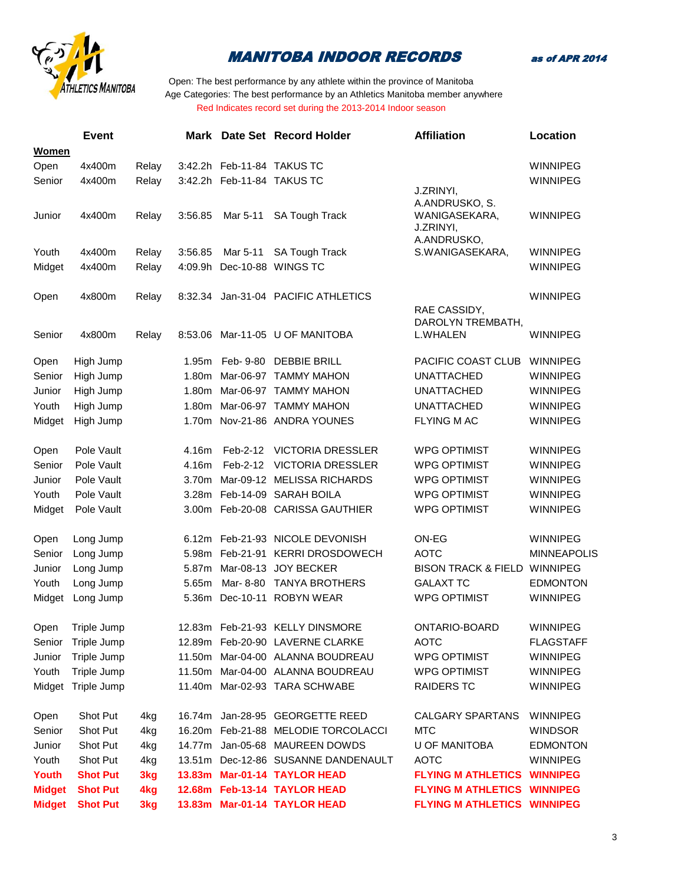# MANITOBA INDOOR RECORDS

**as of APR 2014**

Open: The best performance by any athlete within the province of Manitoba
Age Categories: The best performance by an Athletics Manitoba member anywhere
Red Indicates record set during the 2013-2014 Indoor season

| | Event | | Mark | Date Set | Record Holder | Affiliation | Location |
|---|---|---|---|---|---|---|---|
| **Women** | | | | | | | |
| Open | 4x400m | Relay | 3:42.2h | Feb-11-84 | TAKUS TC | | WINNIPEG |
| Senior | 4x400m | Relay | 3:42.2h | Feb-11-84 | TAKUS TC | | WINNIPEG |
| Junior | 4x400m | Relay | 3:56.85 | Mar 5-11 | SA Tough Track | J.ZRINYI, A.ANDRUSKO, S. WANIGASEKARA, | WINNIPEG |
| Youth | 4x400m | Relay | 3:56.85 | Mar 5-11 | SA Tough Track | J.ZRINYI, A.ANDRUSKO, S.WANIGASEKARA, | WINNIPEG |
| Midget | 4x400m | Relay | 4:09.9h | Dec-10-88 | WINGS TC | | WINNIPEG |
| Open | 4x800m | Relay | 8:32.34 | Jan-31-04 | PACIFIC ATHLETICS | | WINNIPEG |
| Senior | 4x800m | Relay | 8:53.06 | Mar-11-05 | U OF MANITOBA | RAE CASSIDY, DAROLYN TREMBATH, L.WHALEN | WINNIPEG |
| Open | High Jump | | 1.95m | Feb- 9-80 | DEBBIE BRILL | PACIFIC COAST CLUB | WINNIPEG |
| Senior | High Jump | | 1.80m | Mar-06-97 | TAMMY MAHON | UNATTACHED | WINNIPEG |
| Junior | High Jump | | 1.80m | Mar-06-97 | TAMMY MAHON | UNATTACHED | WINNIPEG |
| Youth | High Jump | | 1.80m | Mar-06-97 | TAMMY MAHON | UNATTACHED | WINNIPEG |
| Midget | High Jump | | 1.70m | Nov-21-86 | ANDRA YOUNES | FLYING M AC | WINNIPEG |
| Open | Pole Vault | | 4.16m | Feb-2-12 | VICTORIA DRESSLER | WPG OPTIMIST | WINNIPEG |
| Senior | Pole Vault | | 4.16m | Feb-2-12 | VICTORIA DRESSLER | WPG OPTIMIST | WINNIPEG |
| Junior | Pole Vault | | 3.70m | Mar-09-12 | MELISSA RICHARDS | WPG OPTIMIST | WINNIPEG |
| Youth | Pole Vault | | 3.28m | Feb-14-09 | SARAH BOILA | WPG OPTIMIST | WINNIPEG |
| Midget | Pole Vault | | 3.00m | Feb-20-08 | CARISSA GAUTHIER | WPG OPTIMIST | WINNIPEG |
| Open | Long Jump | | 6.12m | Feb-21-93 | NICOLE DEVONISH | ON-EG | WINNIPEG |
| Senior | Long Jump | | 5.98m | Feb-21-91 | KERRI DROSDOWECH | AOTC | MINNEAPOLIS |
| Junior | Long Jump | | 5.87m | Mar-08-13 | JOY BECKER | BISON TRACK & FIELD | WINNIPEG |
| Youth | Long Jump | | 5.65m | Mar- 8-80 | TANYA BROTHERS | GALAXT TC | EDMONTON |
| Midget | Long Jump | | 5.36m | Dec-10-11 | ROBYN WEAR | WPG OPTIMIST | WINNIPEG |
| Open | Triple Jump | | 12.83m | Feb-21-93 | KELLY DINSMORE | ONTARIO-BOARD | WINNIPEG |
| Senior | Triple Jump | | 12.89m | Feb-20-90 | LAVERNE CLARKE | AOTC | FLAGSTAFF |
| Junior | Triple Jump | | 11.50m | Mar-04-00 | ALANNA BOUDREAU | WPG OPTIMIST | WINNIPEG |
| Youth | Triple Jump | | 11.50m | Mar-04-00 | ALANNA BOUDREAU | WPG OPTIMIST | WINNIPEG |
| Midget | Triple Jump | | 11.40m | Mar-02-93 | TARA SCHWABE | RAIDERS TC | WINNIPEG |
| Open | Shot Put | 4kg | 16.74m | Jan-28-95 | GEORGETTE REED | CALGARY SPARTANS | WINNIPEG |
| Senior | Shot Put | 4kg | 16.20m | Feb-21-88 | MELODIE TORCOLACCI | MTC | WINDSOR |
| Junior | Shot Put | 4kg | 14.77m | Jan-05-68 | MAUREEN DOWDS | U OF MANITOBA | EDMONTON |
| Youth | Shot Put | 4kg | 13.51m | Dec-12-86 | SUSANNE DANDENAULT | AOTC | WINNIPEG |
| **Youth** | **Shot Put** | **3kg** | **13.83m** | **Mar-01-14** | **TAYLOR HEAD** | **FLYING M ATHLETICS** | **WINNIPEG** |
| **Midget** | **Shot Put** | **4kg** | **12.68m** | **Feb-13-14** | **TAYLOR HEAD** | **FLYING M ATHLETICS** | **WINNIPEG** |
| **Midget** | **Shot Put** | **3kg** | **13.83m** | **Mar-01-14** | **TAYLOR HEAD** | **FLYING M ATHLETICS** | **WINNIPEG** |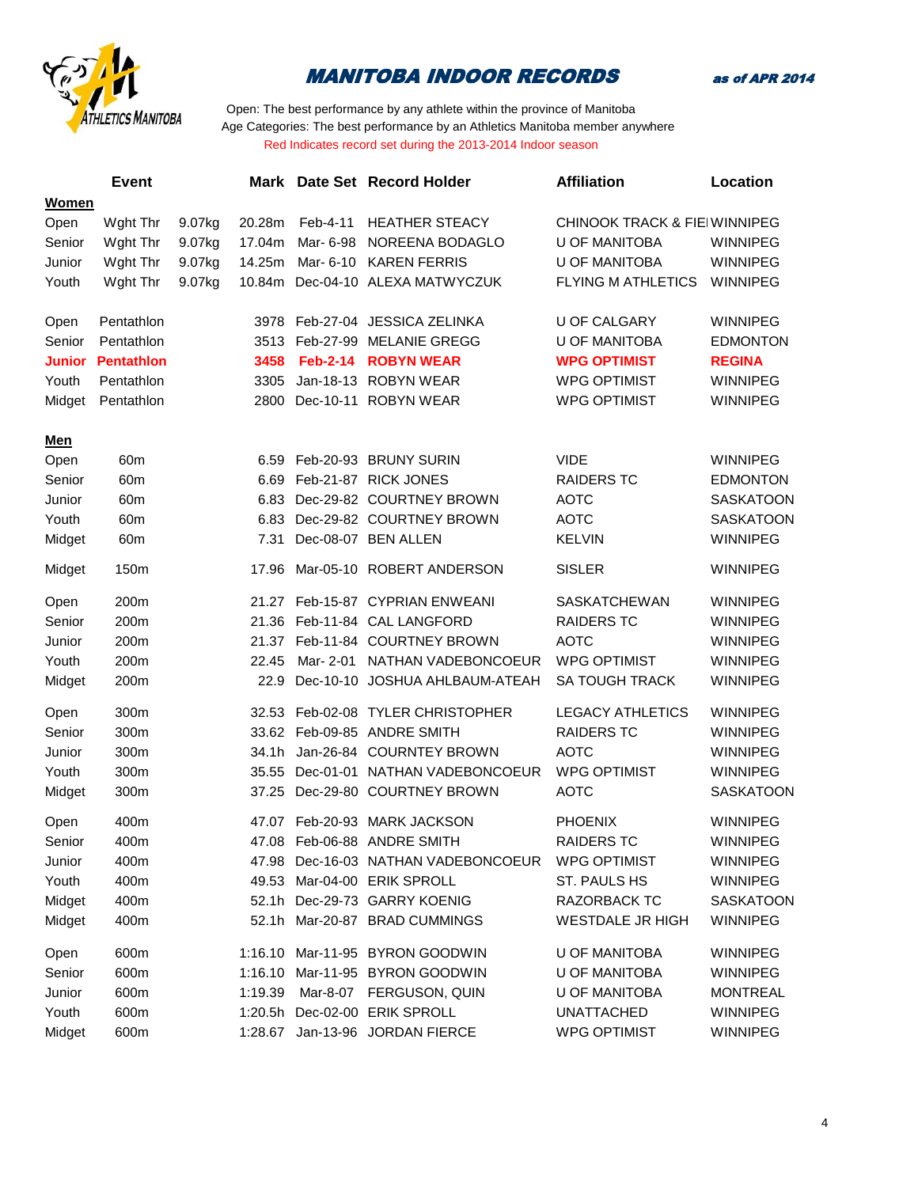# MANITOBA INDOOR RECORDS

*as of APR 2014*

Open: The best performance by any athlete within the province of Manitoba
Age Categories: The best performance by an Athletics Manitoba member anywhere
Red Indicates record set during the 2013-2014 Indoor season

| | Event | | Mark | Date Set | Record Holder | Affiliation | Location |
|---|---|---|---|---|---|---|---|
| **Women** | | | | | | | |
| Open | Wght Thr | 9.07kg | 20.28m | Feb-4-11 | HEATHER STEACY | CHINOOK TRACK & FIEI | WINNIPEG |
| Senior | Wght Thr | 9.07kg | 17.04m | Mar- 6-98 | NOREENA BODAGLO | U OF MANITOBA | WINNIPEG |
| Junior | Wght Thr | 9.07kg | 14.25m | Mar- 6-10 | KAREN FERRIS | U OF MANITOBA | WINNIPEG |
| Youth | Wght Thr | 9.07kg | 10.84m | Dec-04-10 | ALEXA MATWYCZUK | FLYING M ATHLETICS | WINNIPEG |
| | | | | | | | |
| Open | Pentathlon | | 3978 | Feb-27-04 | JESSICA ZELINKA | U OF CALGARY | WINNIPEG |
| Senior | Pentathlon | | 3513 | Feb-27-99 | MELANIE GREGG | U OF MANITOBA | EDMONTON |
| **Junior** | **Pentathlon** | | **3458** | **Feb-2-14** | **ROBYN WEAR** | **WPG OPTIMIST** | **REGINA** |
| Youth | Pentathlon | | 3305 | Jan-18-13 | ROBYN WEAR | WPG OPTIMIST | WINNIPEG |
| Midget | Pentathlon | | 2800 | Dec-10-11 | ROBYN WEAR | WPG OPTIMIST | WINNIPEG |
| | | | | | | | |
| **Men** | | | | | | | |
| Open | 60m | | 6.59 | Feb-20-93 | BRUNY SURIN | VIDE | WINNIPEG |
| Senior | 60m | | 6.69 | Feb-21-87 | RICK JONES | RAIDERS TC | EDMONTON |
| Junior | 60m | | 6.83 | Dec-29-82 | COURTNEY BROWN | AOTC | SASKATOON |
| Youth | 60m | | 6.83 | Dec-29-82 | COURTNEY BROWN | AOTC | SASKATOON |
| Midget | 60m | | 7.31 | Dec-08-07 | BEN ALLEN | KELVIN | WINNIPEG |
| | | | | | | | |
| Midget | 150m | | 17.96 | Mar-05-10 | ROBERT ANDERSON | SISLER | WINNIPEG |
| | | | | | | | |
| Open | 200m | | 21.27 | Feb-15-87 | CYPRIAN ENWEANI | SASKATCHEWAN | WINNIPEG |
| Senior | 200m | | 21.36 | Feb-11-84 | CAL LANGFORD | RAIDERS TC | WINNIPEG |
| Junior | 200m | | 21.37 | Feb-11-84 | COURTNEY BROWN | AOTC | WINNIPEG |
| Youth | 200m | | 22.45 | Mar- 2-01 | NATHAN VADEBONCOEUR | WPG OPTIMIST | WINNIPEG |
| Midget | 200m | | 22.9 | Dec-10-10 | JOSHUA AHLBAUM-ATEAH | SA TOUGH TRACK | WINNIPEG |
| | | | | | | | |
| Open | 300m | | 32.53 | Feb-02-08 | TYLER CHRISTOPHER | LEGACY ATHLETICS | WINNIPEG |
| Senior | 300m | | 33.62 | Feb-09-85 | ANDRE SMITH | RAIDERS TC | WINNIPEG |
| Junior | 300m | | 34.1h | Jan-26-84 | COURNTEY BROWN | AOTC | WINNIPEG |
| Youth | 300m | | 35.55 | Dec-01-01 | NATHAN VADEBONCOEUR | WPG OPTIMIST | WINNIPEG |
| Midget | 300m | | 37.25 | Dec-29-80 | COURTNEY BROWN | AOTC | SASKATOON |
| | | | | | | | |
| Open | 400m | | 47.07 | Feb-20-93 | MARK JACKSON | PHOENIX | WINNIPEG |
| Senior | 400m | | 47.08 | Feb-06-88 | ANDRE SMITH | RAIDERS TC | WINNIPEG |
| Junior | 400m | | 47.98 | Dec-16-03 | NATHAN VADEBONCOEUR | WPG OPTIMIST | WINNIPEG |
| Youth | 400m | | 49.53 | Mar-04-00 | ERIK SPROLL | ST. PAULS HS | WINNIPEG |
| Midget | 400m | | 52.1h | Dec-29-73 | GARRY KOENIG | RAZORBACK TC | SASKATOON |
| Midget | 400m | | 52.1h | Mar-20-87 | BRAD CUMMINGS | WESTDALE JR HIGH | WINNIPEG |
| | | | | | | | |
| Open | 600m | | 1:16.10 | Mar-11-95 | BYRON GOODWIN | U OF MANITOBA | WINNIPEG |
| Senior | 600m | | 1:16.10 | Mar-11-95 | BYRON GOODWIN | U OF MANITOBA | WINNIPEG |
| Junior | 600m | | 1:19.39 | Mar-8-07 | FERGUSON, QUIN | U OF MANITOBA | MONTREAL |
| Youth | 600m | | 1:20.5h | Dec-02-00 | ERIK SPROLL | UNATTACHED | WINNIPEG |
| Midget | 600m | | 1:28.67 | Jan-13-96 | JORDAN FIERCE | WPG OPTIMIST | WINNIPEG |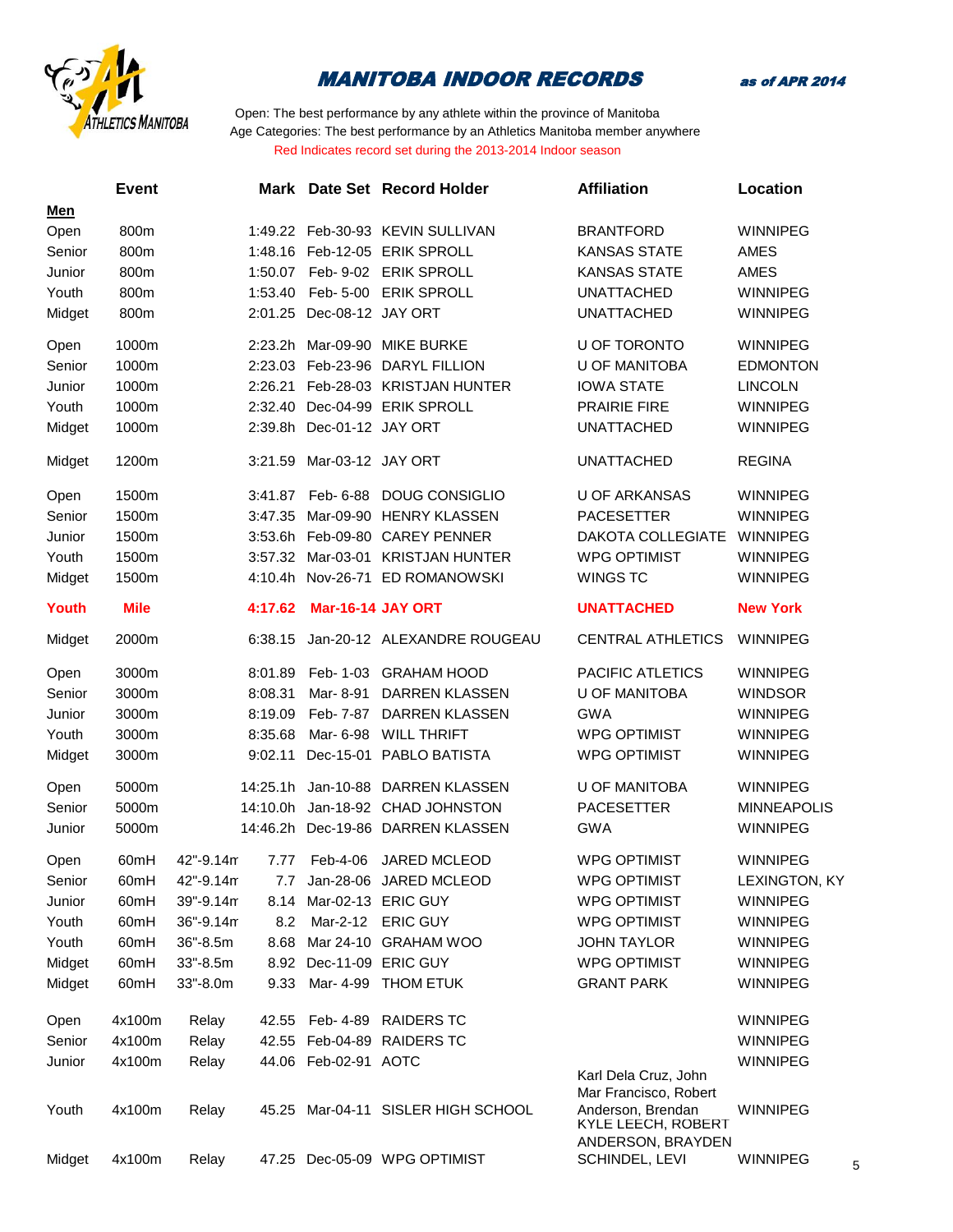# MANITOBA INDOOR RECORDS

*as of APR 2014*

Open: The best performance by any athlete within the province of Manitoba
Age Categories: The best performance by an Athletics Manitoba member anywhere
Red Indicates record set during the 2013-2014 Indoor season

| | Event | | Mark | Date Set | Record Holder | Affiliation | Location |
|---|---|---|---|---|---|---|---|
| **Men** | | | | | | | |
| Open | 800m | | 1:49.22 | Feb-30-93 | KEVIN SULLIVAN | BRANTFORD | WINNIPEG |
| Senior | 800m | | 1:48.16 | Feb-12-05 | ERIK SPROLL | KANSAS STATE | AMES |
| Junior | 800m | | 1:50.07 | Feb- 9-02 | ERIK SPROLL | KANSAS STATE | AMES |
| Youth | 800m | | 1:53.40 | Feb- 5-00 | ERIK SPROLL | UNATTACHED | WINNIPEG |
| Midget | 800m | | 2:01.25 | Dec-08-12 | JAY ORT | UNATTACHED | WINNIPEG |
| Open | 1000m | | 2:23.2h | Mar-09-90 | MIKE BURKE | U OF TORONTO | WINNIPEG |
| Senior | 1000m | | 2:23.03 | Feb-23-96 | DARYL FILLION | U OF MANITOBA | EDMONTON |
| Junior | 1000m | | 2:26.21 | Feb-28-03 | KRISTJAN HUNTER | IOWA STATE | LINCOLN |
| Youth | 1000m | | 2:32.40 | Dec-04-99 | ERIK SPROLL | PRAIRIE FIRE | WINNIPEG |
| Midget | 1000m | | 2:39.8h | Dec-01-12 | JAY ORT | UNATTACHED | WINNIPEG |
| Midget | 1200m | | 3:21.59 | Mar-03-12 | JAY ORT | UNATTACHED | REGINA |
| Open | 1500m | | 3:41.87 | Feb- 6-88 | DOUG CONSIGLIO | U OF ARKANSAS | WINNIPEG |
| Senior | 1500m | | 3:47.35 | Mar-09-90 | HENRY KLASSEN | PACESETTER | WINNIPEG |
| Junior | 1500m | | 3:53.6h | Feb-09-80 | CAREY PENNER | DAKOTA COLLEGIATE | WINNIPEG |
| Youth | 1500m | | 3:57.32 | Mar-03-01 | KRISTJAN HUNTER | WPG OPTIMIST | WINNIPEG |
| Midget | 1500m | | 4:10.4h | Nov-26-71 | ED ROMANOWSKI | WINGS TC | WINNIPEG |
| **Youth** | **Mile** | | **4:17.62** | **Mar-16-14** | **JAY ORT** | **UNATTACHED** | **New York** |
| Midget | 2000m | | 6:38.15 | Jan-20-12 | ALEXANDRE ROUGEAU | CENTRAL ATHLETICS | WINNIPEG |
| Open | 3000m | | 8:01.89 | Feb- 1-03 | GRAHAM HOOD | PACIFIC ATLETICS | WINNIPEG |
| Senior | 3000m | | 8:08.31 | Mar- 8-91 | DARREN KLASSEN | U OF MANITOBA | WINDSOR |
| Junior | 3000m | | 8:19.09 | Feb- 7-87 | DARREN KLASSEN | GWA | WINNIPEG |
| Youth | 3000m | | 8:35.68 | Mar- 6-98 | WILL THRIFT | WPG OPTIMIST | WINNIPEG |
| Midget | 3000m | | 9:02.11 | Dec-15-01 | PABLO BATISTA | WPG OPTIMIST | WINNIPEG |
| Open | 5000m | | 14:25.1h | Jan-10-88 | DARREN KLASSEN | U OF MANITOBA | WINNIPEG |
| Senior | 5000m | | 14:10.0h | Jan-18-92 | CHAD JOHNSTON | PACESETTER | MINNEAPOLIS |
| Junior | 5000m | | 14:46.2h | Dec-19-86 | DARREN KLASSEN | GWA | WINNIPEG |
| Open | 60mH | 42"-9.14m | 7.77 | Feb-4-06 | JARED MCLEOD | WPG OPTIMIST | WINNIPEG |
| Senior | 60mH | 42"-9.14m | 7.7 | Jan-28-06 | JARED MCLEOD | WPG OPTIMIST | LEXINGTON, KY |
| Junior | 60mH | 39"-9.14m | 8.14 | Mar-02-13 | ERIC GUY | WPG OPTIMIST | WINNIPEG |
| Youth | 60mH | 36"-9.14m | 8.2 | Mar-2-12 | ERIC GUY | WPG OPTIMIST | WINNIPEG |
| Youth | 60mH | 36"-8.5m | 8.68 | Mar 24-10 | GRAHAM WOO | JOHN TAYLOR | WINNIPEG |
| Midget | 60mH | 33"-8.5m | 8.92 | Dec-11-09 | ERIC GUY | WPG OPTIMIST | WINNIPEG |
| Midget | 60mH | 33"-8.0m | 9.33 | Mar- 4-99 | THOM ETUK | GRANT PARK | WINNIPEG |
| Open | 4x100m | Relay | 42.55 | Feb- 4-89 | RAIDERS TC | | WINNIPEG |
| Senior | 4x100m | Relay | 42.55 | Feb-04-89 | RAIDERS TC | | WINNIPEG |
| Junior | 4x100m | Relay | 44.06 | Feb-02-91 | AOTC | | WINNIPEG |
| Youth | 4x100m | Relay | 45.25 | Mar-04-11 | SISLER HIGH SCHOOL | Karl Dela Cruz, John Mar Francisco, Robert Anderson, Brendan | WINNIPEG |
| Midget | 4x100m | Relay | 47.25 | Dec-05-09 | WPG OPTIMIST | KYLE LEECH, ROBERT ANDERSON, BRAYDEN SCHINDEL, LEVI | WINNIPEG |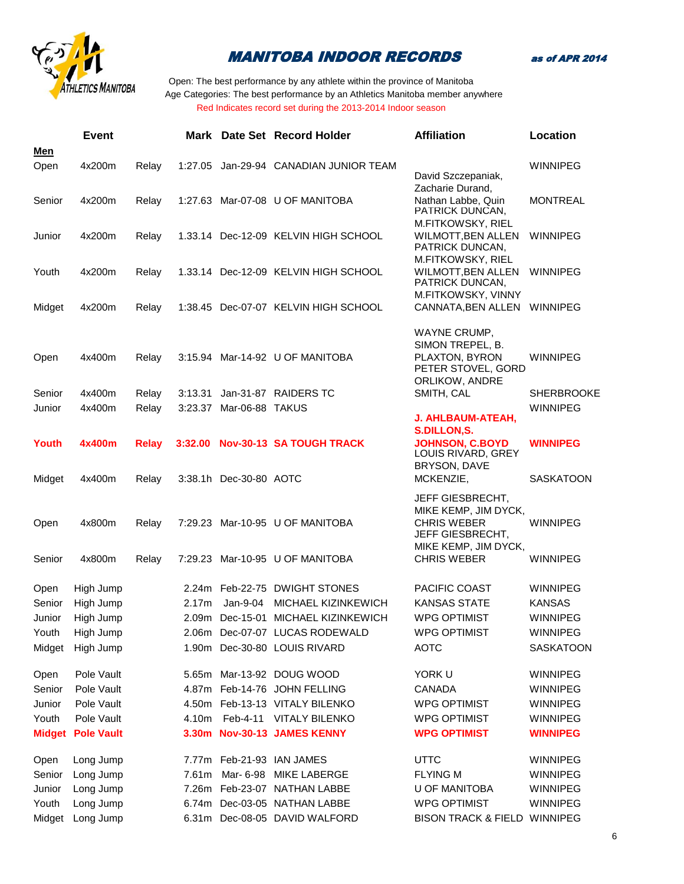# MANITOBA INDOOR RECORDS

*as of APR 2014*

Open: The best performance by any athlete within the province of Manitoba
Age Categories: The best performance by an Athletics Manitoba member anywhere
Red Indicates record set during the 2013-2014 Indoor season

| | Event | | Mark | Date Set | Record Holder | Affiliation | Location |
|---|---|---|---|---|---|---|---|
| **Men** | | | | | | | |
| Open | 4x200m | Relay | 1:27.05 | Jan-29-94 | CANADIAN JUNIOR TEAM | | WINNIPEG |
| Senior | 4x200m | Relay | 1:27.63 | Mar-07-08 | U OF MANITOBA | David Szczepaniak, Zacharie Durand, Nathan Labbe, Quin | MONTREAL |
| Junior | 4x200m | Relay | 1.33.14 | Dec-12-09 | KELVIN HIGH SCHOOL | PATRICK DUNCAN, M.FITKOWSKY, RIEL WILMOTT,BEN ALLEN | WINNIPEG |
| Youth | 4x200m | Relay | 1.33.14 | Dec-12-09 | KELVIN HIGH SCHOOL | PATRICK DUNCAN, M.FITKOWSKY, RIEL WILMOTT,BEN ALLEN | WINNIPEG |
| Midget | 4x200m | Relay | 1:38.45 | Dec-07-07 | KELVIN HIGH SCHOOL | PATRICK DUNCAN, M.FITKOWSKY, VINNY CANNATA,BEN ALLEN | WINNIPEG |
| Open | 4x400m | Relay | 3:15.94 | Mar-14-92 | U OF MANITOBA | WAYNE CRUMP, SIMON TREPEL, B. PLAXTON, BYRON | WINNIPEG |
| Senior | 4x400m | Relay | 3:13.31 | Jan-31-87 | RAIDERS TC | PETER STOVEL, GORD ORLIKOW, ANDRE SMITH, CAL | SHERBROOKE |
| Junior | 4x400m | Relay | 3:23.37 | Mar-06-88 | TAKUS | | WINNIPEG |
| **Youth** | **4x400m** | **Relay** | **3:32.00** | **Nov-30-13** | **SA TOUGH TRACK** | **J. AHLBAUM-ATEAH, S.DILLON,S. JOHNSON, C.BOYD** | **WINNIPEG** |
| Midget | 4x400m | Relay | 3:38.1h | Dec-30-80 | AOTC | LOUIS RIVARD, GREY BRYSON, DAVE MCKENZIE, | SASKATOON |
| Open | 4x800m | Relay | 7:29.23 | Mar-10-95 | U OF MANITOBA | JEFF GIESBRECHT, MIKE KEMP, JIM DYCK, CHRIS WEBER | WINNIPEG |
| Senior | 4x800m | Relay | 7:29.23 | Mar-10-95 | U OF MANITOBA | JEFF GIESBRECHT, MIKE KEMP, JIM DYCK, CHRIS WEBER | WINNIPEG |
| Open | High Jump | | 2.24m | Feb-22-75 | DWIGHT STONES | PACIFIC COAST | WINNIPEG |
| Senior | High Jump | | 2.17m | Jan-9-04 | MICHAEL KIZINKEWICH | KANSAS STATE | KANSAS |
| Junior | High Jump | | 2.09m | Dec-15-01 | MICHAEL KIZINKEWICH | WPG OPTIMIST | WINNIPEG |
| Youth | High Jump | | 2.06m | Dec-07-07 | LUCAS RODEWALD | WPG OPTIMIST | WINNIPEG |
| Midget | High Jump | | 1.90m | Dec-30-80 | LOUIS RIVARD | AOTC | SASKATOON |
| Open | Pole Vault | | 5.65m | Mar-13-92 | DOUG WOOD | YORK U | WINNIPEG |
| Senior | Pole Vault | | 4.87m | Feb-14-76 | JOHN FELLING | CANADA | WINNIPEG |
| Junior | Pole Vault | | 4.50m | Feb-13-13 | VITALY BILENKO | WPG OPTIMIST | WINNIPEG |
| Youth | Pole Vault | | 4.10m | Feb-4-11 | VITALY BILENKO | WPG OPTIMIST | WINNIPEG |
| **Midget** | **Pole Vault** | | **3.30m** | **Nov-30-13** | **JAMES KENNY** | **WPG OPTIMIST** | **WINNIPEG** |
| Open | Long Jump | | 7.77m | Feb-21-93 | IAN JAMES | UTTC | WINNIPEG |
| Senior | Long Jump | | 7.61m | Mar- 6-98 | MIKE LABERGE | FLYING M | WINNIPEG |
| Junior | Long Jump | | 7.26m | Feb-23-07 | NATHAN LABBE | U OF MANITOBA | WINNIPEG |
| Youth | Long Jump | | 6.74m | Dec-03-05 | NATHAN LABBE | WPG OPTIMIST | WINNIPEG |
| Midget | Long Jump | | 6.31m | Dec-08-05 | DAVID WALFORD | BISON TRACK & FIELD | WINNIPEG |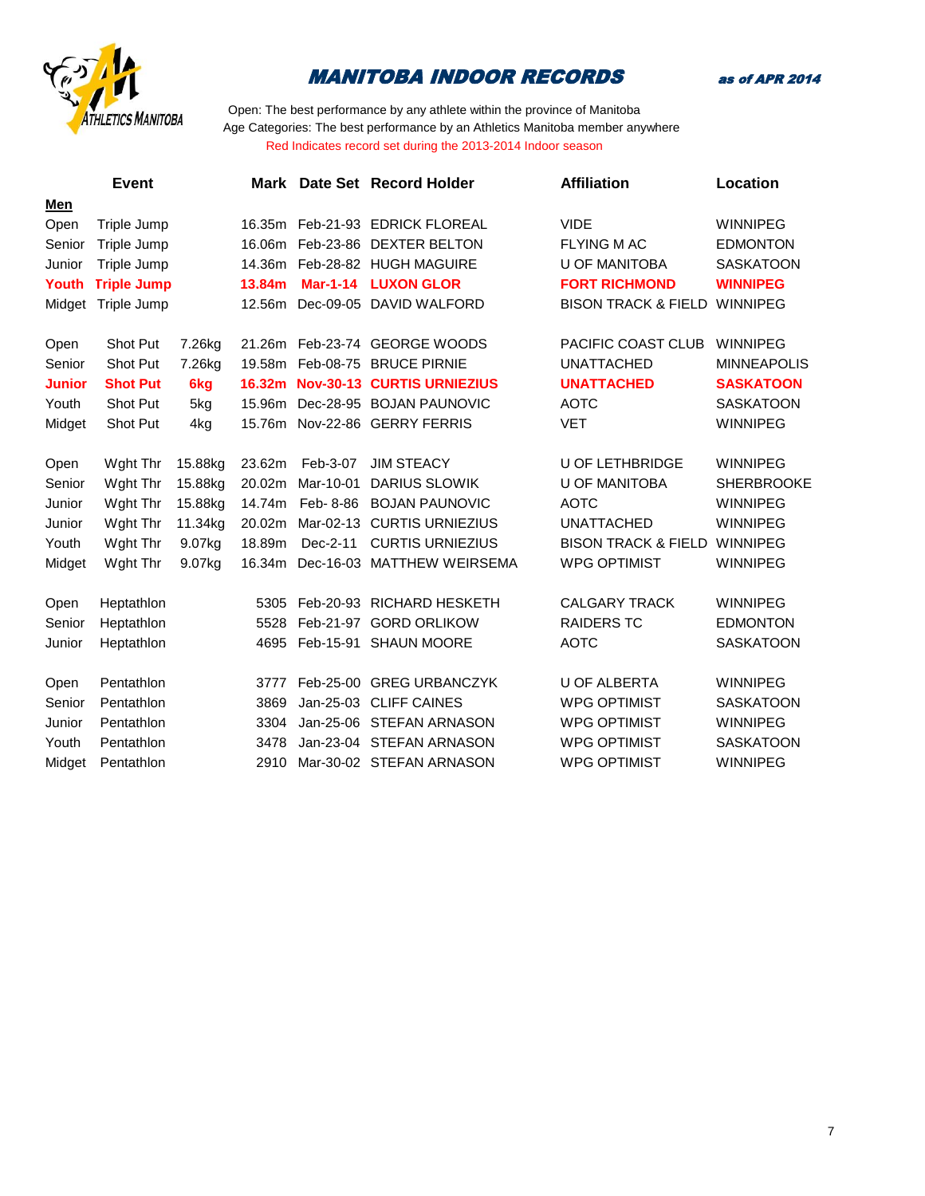# MANITOBA INDOOR RECORDS

*as of APR 2014*

Open: The best performance by any athlete within the province of Manitoba
Age Categories: The best performance by an Athletics Manitoba member anywhere
Red Indicates record set during the 2013-2014 Indoor season

| Event | | | Mark | Date Set | Record Holder | Affiliation | Location |
|---|---|---|---|---|---|---|---|
| **Men** | | | | | | | |
| Open | Triple Jump | | 16.35m | Feb-21-93 | EDRICK FLOREAL | VIDE | WINNIPEG |
| Senior | Triple Jump | | 16.06m | Feb-23-86 | DEXTER BELTON | FLYING M AC | EDMONTON |
| Junior | Triple Jump | | 14.36m | Feb-28-82 | HUGH MAGUIRE | U OF MANITOBA | SASKATOON |
| **Youth** | **Triple Jump** | | **13.84m** | **Mar-1-14** | **LUXON GLOR** | **FORT RICHMOND** | **WINNIPEG** |
| Midget | Triple Jump | | 12.56m | Dec-09-05 | DAVID WALFORD | BISON TRACK & FIELD | WINNIPEG |
| | | | | | | | |
| Open | Shot Put | 7.26kg | 21.26m | Feb-23-74 | GEORGE WOODS | PACIFIC COAST CLUB | WINNIPEG |
| Senior | Shot Put | 7.26kg | 19.58m | Feb-08-75 | BRUCE PIRNIE | UNATTACHED | MINNEAPOLIS |
| **Junior** | **Shot Put** | **6kg** | **16.32m** | **Nov-30-13** | **CURTIS URNIEZIUS** | **UNATTACHED** | **SASKATOON** |
| Youth | Shot Put | 5kg | 15.96m | Dec-28-95 | BOJAN PAUNOVIC | AOTC | SASKATOON |
| Midget | Shot Put | 4kg | 15.76m | Nov-22-86 | GERRY FERRIS | VET | WINNIPEG |
| | | | | | | | |
| Open | Wght Thr | 15.88kg | 23.62m | Feb-3-07 | JIM STEACY | U OF LETHBRIDGE | WINNIPEG |
| Senior | Wght Thr | 15.88kg | 20.02m | Mar-10-01 | DARIUS SLOWIK | U OF MANITOBA | SHERBROOKE |
| Junior | Wght Thr | 15.88kg | 14.74m | Feb- 8-86 | BOJAN PAUNOVIC | AOTC | WINNIPEG |
| Junior | Wght Thr | 11.34kg | 20.02m | Mar-02-13 | CURTIS URNIEZIUS | UNATTACHED | WINNIPEG |
| Youth | Wght Thr | 9.07kg | 18.89m | Dec-2-11 | CURTIS URNIEZIUS | BISON TRACK & FIELD | WINNIPEG |
| Midget | Wght Thr | 9.07kg | 16.34m | Dec-16-03 | MATTHEW WEIRSEMA | WPG OPTIMIST | WINNIPEG |
| | | | | | | | |
| Open | Heptathlon | | 5305 | Feb-20-93 | RICHARD HESKETH | CALGARY TRACK | WINNIPEG |
| Senior | Heptathlon | | 5528 | Feb-21-97 | GORD ORLIKOW | RAIDERS TC | EDMONTON |
| Junior | Heptathlon | | 4695 | Feb-15-91 | SHAUN MOORE | AOTC | SASKATOON |
| | | | | | | | |
| Open | Pentathlon | | 3777 | Feb-25-00 | GREG URBANCZYK | U OF ALBERTA | WINNIPEG |
| Senior | Pentathlon | | 3869 | Jan-25-03 | CLIFF CAINES | WPG OPTIMIST | SASKATOON |
| Junior | Pentathlon | | 3304 | Jan-25-06 | STEFAN ARNASON | WPG OPTIMIST | WINNIPEG |
| Youth | Pentathlon | | 3478 | Jan-23-04 | STEFAN ARNASON | WPG OPTIMIST | SASKATOON |
| Midget | Pentathlon | | 2910 | Mar-30-02 | STEFAN ARNASON | WPG OPTIMIST | WINNIPEG |